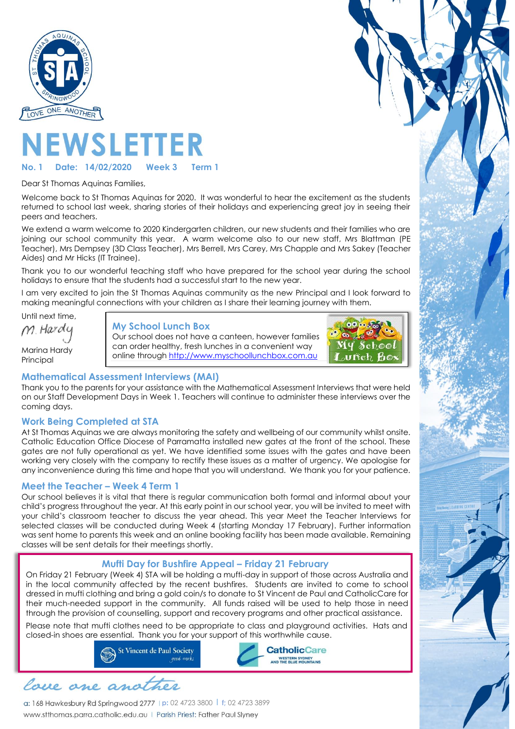# NEWSLETTER

**No. 1 Date: 14/02/2020 Week 3 Term 1**

Dear St Thomas Aquinas Families,

Welcome back to St Thomas Aquinas for 2020. It was wonderful to hear the excitement as the students returned to school last week, sharing stories of their holidays and experiencing great joy in seeing their peers and teachers.

We extend a warm welcome to 2020 Kindergarten children, our new students and their families who are joining our school community this year. A warm welcome also to our new staff, Mrs Blattman (PE Teacher), Mrs Dempsey (3D Class Teacher), Mrs Berrell, Mrs Carey, Mrs Chapple and Mrs Sakey (Teacher Aides) and Mr Hicks (IT Trainee).

Thank you to our wonderful teaching staff who have prepared for the school year during the school holidays to ensure that the students had a successful start to the new year.

I am very excited to join the St Thomas Aquinas community as the new Principal and I look forward to making meaningful connections with your children as I share their learning journey with them.

Until next time,

M. Hardy

Marina Hardy
Principal

## My School Lunch Box

Our school does not have a canteen, however families can order healthy, fresh lunches in a convenient way online through http://www.myschoollunchbox.com.au

## Mathematical Assessment Interviews (MAI)

Thank you to the parents for your assistance with the Mathematical Assessment Interviews that were held on our Staff Development Days in Week 1. Teachers will continue to administer these interviews over the coming days.

## Work Being Completed at STA

At St Thomas Aquinas we are always monitoring the safety and wellbeing of our community whilst onsite. Catholic Education Office Diocese of Parramatta installed new gates at the front of the school. These gates are not fully operational as yet. We have identified some issues with the gates and have been working very closely with the company to rectify these issues as a matter of urgency. We apologise for any inconvenience during this time and hope that you will understand. We thank you for your patience.

## Meet the Teacher – Week 4 Term 1

Our school believes it is vital that there is regular communication both formal and informal about your child's progress throughout the year. At this early point in our school year, you will be invited to meet with your child's classroom teacher to discuss the year ahead. This year Meet the Teacher Interviews for selected classes will be conducted during Week 4 (starting Monday 17 February). Further information was sent home to parents this week and an online booking facility has been made available. Remaining classes will be sent details for their meetings shortly.

## Mufti Day for Bushfire Appeal – Friday 21 February

On Friday 21 February (Week 4) STA will be holding a mufti-day in support of those across Australia and in the local community affected by the recent bushfires. Students are invited to come to school dressed in mufti clothing and bring a gold coin/s to donate to St Vincent de Paul and CatholicCare for their much-needed support in the community. All funds raised will be used to help those in need through the provision of counselling, support and recovery programs and other practical assistance.

Please note that mufti clothes need to be appropriate to class and playground activities. Hats and closed-in shoes are essential. Thank you for your support of this worthwhile cause.

St Vincent de Paul Society — good works

CatholicCare — Western Sydney and the Blue Mountains

*love one another*

a: 168 Hawkesbury Rd Springwood 2777 | p: 02 4723 3800 | f: 02 4723 3899
www.stthomas.parra.catholic.edu.au | Parish Priest: Father Paul Slyney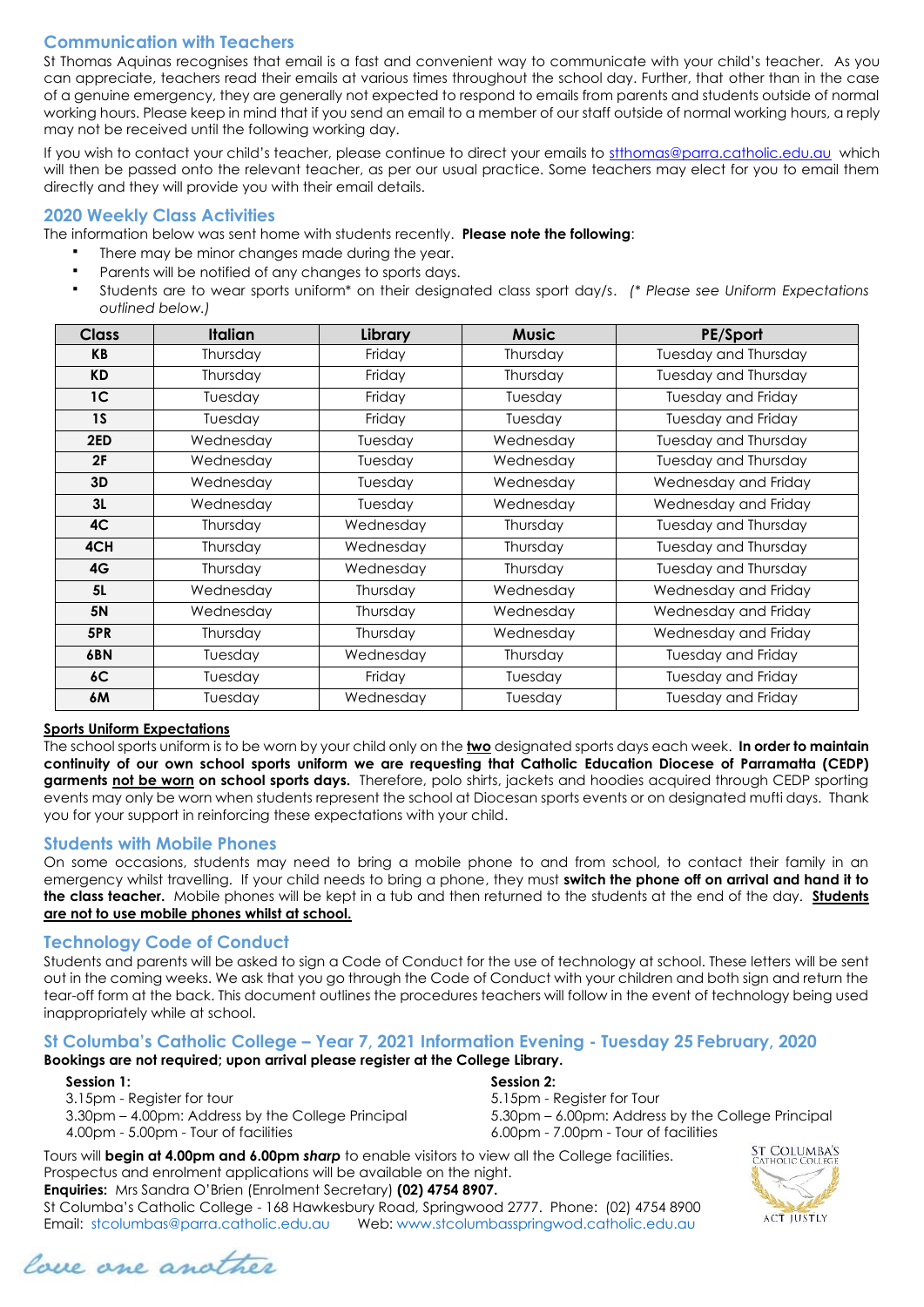## Communication with Teachers

St Thomas Aquinas recognises that email is a fast and convenient way to communicate with your child's teacher. As you can appreciate, teachers read their emails at various times throughout the school day. Further, that other than in the case of a genuine emergency, they are generally not expected to respond to emails from parents and students outside of normal working hours. Please keep in mind that if you send an email to a member of our staff outside of normal working hours, a reply may not be received until the following working day.

If you wish to contact your child's teacher, please continue to direct your emails to stthomas@parra.catholic.edu.au which will then be passed onto the relevant teacher, as per our usual practice. Some teachers may elect for you to email them directly and they will provide you with their email details.

## 2020 Weekly Class Activities

The information below was sent home with students recently. **Please note the following**:

- There may be minor changes made during the year.
- Parents will be notified of any changes to sports days.
- Students are to wear sports uniform* on their designated class sport day/s. *(* Please see Uniform Expectations outlined below.)*

| Class | Italian | Library | Music | PE/Sport |
|---|---|---|---|---|
| **KB** | Thursday | Friday | Thursday | Tuesday and Thursday |
| **KD** | Thursday | Friday | Thursday | Tuesday and Thursday |
| **1C** | Tuesday | Friday | Tuesday | Tuesday and Friday |
| **1S** | Tuesday | Friday | Tuesday | Tuesday and Friday |
| **2ED** | Wednesday | Tuesday | Wednesday | Tuesday and Thursday |
| **2F** | Wednesday | Tuesday | Wednesday | Tuesday and Thursday |
| **3D** | Wednesday | Tuesday | Wednesday | Wednesday and Friday |
| **3L** | Wednesday | Tuesday | Wednesday | Wednesday and Friday |
| **4C** | Thursday | Wednesday | Thursday | Tuesday and Thursday |
| **4CH** | Thursday | Wednesday | Thursday | Tuesday and Thursday |
| **4G** | Thursday | Wednesday | Thursday | Tuesday and Thursday |
| **5L** | Wednesday | Thursday | Wednesday | Wednesday and Friday |
| **5N** | Wednesday | Thursday | Wednesday | Wednesday and Friday |
| **5PR** | Thursday | Thursday | Wednesday | Wednesday and Friday |
| **6BN** | Tuesday | Wednesday | Thursday | Tuesday and Friday |
| **6C** | Tuesday | Friday | Tuesday | Tuesday and Friday |
| **6M** | Tuesday | Wednesday | Tuesday | Tuesday and Friday |

**Sports Uniform Expectations**

The school sports uniform is to be worn by your child only on the **two** designated sports days each week. **In order to maintain continuity of our own school sports uniform we are requesting that Catholic Education Diocese of Parramatta (CEDP) garments not be worn on school sports days.** Therefore, polo shirts, jackets and hoodies acquired through CEDP sporting events may only be worn when students represent the school at Diocesan sports events or on designated mufti days. Thank you for your support in reinforcing these expectations with your child.

## Students with Mobile Phones

On some occasions, students may need to bring a mobile phone to and from school, to contact their family in an emergency whilst travelling. If your child needs to bring a phone, they must **switch the phone off on arrival and hand it to the class teacher.** Mobile phones will be kept in a tub and then returned to the students at the end of the day. **Students are not to use mobile phones whilst at school.**

## Technology Code of Conduct

Students and parents will be asked to sign a Code of Conduct for the use of technology at school. These letters will be sent out in the coming weeks. We ask that you go through the Code of Conduct with your children and both sign and return the tear-off form at the back. This document outlines the procedures teachers will follow in the event of technology being used inappropriately while at school.

## St Columba's Catholic College – Year 7, 2021 Information Evening - Tuesday 25 February, 2020

**Bookings are not required; upon arrival please register at the College Library.**

**Session 1:**
3.15pm - Register for tour
3.30pm – 4.00pm: Address by the College Principal
4.00pm - 5.00pm - Tour of facilities

**Session 2:**
5.15pm - Register for Tour
5.30pm – 6.00pm: Address by the College Principal
6.00pm - 7.00pm - Tour of facilities

Tours will **begin at 4.00pm and 6.00pm *sharp*** to enable visitors to view all the College facilities.
Prospectus and enrolment applications will be available on the night.
**Enquiries:** Mrs Sandra O'Brien (Enrolment Secretary) **(02) 4754 8907.**
St Columba's Catholic College - 168 Hawkesbury Road, Springwood 2777. Phone: (02) 4754 8900
Email: stcolumbas@parra.catholic.edu.au Web: www.stcolumbasspringwod.catholic.edu.au

ST COLUMBA'S CATHOLIC COLLEGE – ACT JUSTLY

*love one another*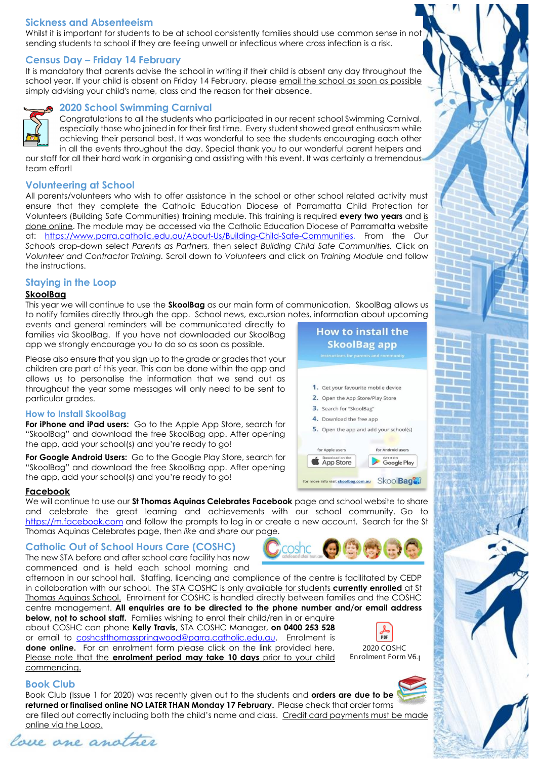## Sickness and Absenteeism

Whilst it is important for students to be at school consistently families should use common sense in not sending students to school if they are feeling unwell or infectious where cross infection is a risk.

## Census Day – Friday 14 February

It is mandatory that parents advise the school in writing if their child is absent any day throughout the school year. If your child is absent on Friday 14 February, please email the school as soon as possible simply advising your child's name, class and the reason for their absence.

## 2020 School Swimming Carnival

Congratulations to all the students who participated in our recent school Swimming Carnival, especially those who joined in for their first time. Every student showed great enthusiasm while achieving their personal best. It was wonderful to see the students encouraging each other in all the events throughout the day. Special thank you to our wonderful parent helpers and our staff for all their hard work in organising and assisting with this event. It was certainly a tremendous team effort!

## Volunteering at School

All parents/volunteers who wish to offer assistance in the school or other school related activity must ensure that they complete the Catholic Education Diocese of Parramatta Child Protection for Volunteers (Building Safe Communities) training module. This training is required **every two years** and is done online. The module may be accessed via the Catholic Education Diocese of Parramatta website at: https://www.parra.catholic.edu.au/About-Us/Building-Child-Safe-Communities. From the *Our Schools* drop-down select *Parents as Partners,* then select *Building Child Safe Communities.* Click on *Volunteer and Contractor Training.* Scroll down to *Volunteers* and click on *Training Module* and follow the instructions.

## Staying in the Loop

### SkoolBag

This year we will continue to use the **SkoolBag** as our main form of communication. SkoolBag allows us to notify families directly through the app. School news, excursion notes, information about upcoming events and general reminders will be communicated directly to families via SkoolBag. If you have not downloaded our SkoolBag app we strongly encourage you to do so as soon as possible.

Please also ensure that you sign up to the grade or grades that your children are part of this year. This can be done within the app and allows us to personalise the information that we send out as throughout the year some messages will only need to be sent to particular grades.

**How to install the SkoolBag app**

Instructions for parents and community

1. Get your favourite mobile device
2. Open the App Store/Play Store
3. Search for "SkoolBag"
4. Download the free app
5. Open the app and add your school(s)

for Apple users: Download on the App Store | for Android users: Get it on Google Play

for more info visit skoolbag.com.au

### How to Install SkoolBag

**For iPhone and iPad users:** Go to the Apple App Store, search for "SkoolBag" and download the free SkoolBag app. After opening the app, add your school(s) and you're ready to go!

**For Google Android Users:** Go to the Google Play Store, search for "SkoolBag" and download the free SkoolBag app. After opening the app, add your school(s) and you're ready to go!

### Facebook

We will continue to use our **St Thomas Aquinas Celebrates Facebook** page and school website to share and celebrate the great learning and achievements with our school community. Go to https://m.facebook.com and follow the prompts to log in or create a new account. Search for the St Thomas Aquinas Celebrates page, then *like* and *share* our page.

## Catholic Out of School Hours Care (COSHC)

The new STA before and after school care facility has now commenced and is held each school morning and afternoon in our school hall. Staffing, licencing and compliance of the centre is facilitated by CEDP in collaboration with our school. The STA COSHC is only available for students **currently enrolled** at St Thomas Aquinas School. Enrolment for COSHC is handled directly between families and the COSHC centre management. **All enquiries are to be directed to the phone number and/or email address below, not to school staff.** Families wishing to enrol their child/ren in or enquire about COSHC can phone **Kelly Travis,** STA COSHC Manager, **on 0400 253 528** or email to coshcstthomasspringwood@parra.catholic.edu.au. Enrolment is **done online.** For an enrolment form please click on the link provided here. Please note that the **enrolment period may take 10 days** prior to your child commencing.

2020 COSHC Enrolment Form V6.

## Book Club

Book Club (Issue 1 for 2020) was recently given out to the students and **orders are due to be returned or finalised online NO LATER THAN Monday 17 February.** Please check that order forms are filled out correctly including both the child's name and class. Credit card payments must be made online via the Loop.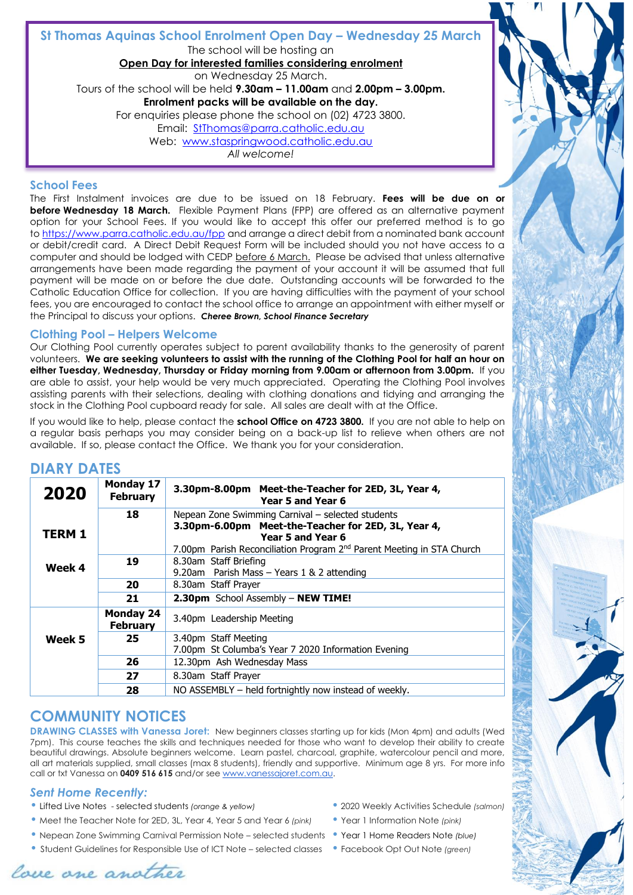## St Thomas Aquinas School Enrolment Open Day – Wednesday 25 March

The school will be hosting an

**Open Day for interested families considering enrolment**

on Wednesday 25 March.

Tours of the school will be held **9.30am – 11.00am** and **2.00pm – 3.00pm.**

**Enrolment packs will be available on the day.**

For enquiries please phone the school on (02) 4723 3800.

Email: StThomas@parra.catholic.edu.au

Web: www.staspringwood.catholic.edu.au

*All welcome!*

## School Fees

The First Instalment invoices are due to be issued on 18 February. **Fees will be due on or before Wednesday 18 March.** Flexible Payment Plans (FPP) are offered as an alternative payment option for your School Fees. If you would like to accept this offer our preferred method is to go to https://www.parra.catholic.edu.au/fpp and arrange a direct debit from a nominated bank account or debit/credit card. A Direct Debit Request Form will be included should you not have access to a computer and should be lodged with CEDP before 6 March. Please be advised that unless alternative arrangements have been made regarding the payment of your account it will be assumed that full payment will be made on or before the due date. Outstanding accounts will be forwarded to the Catholic Education Office for collection. If you are having difficulties with the payment of your school fees, you are encouraged to contact the school office to arrange an appointment with either myself or the Principal to discuss your options. ***Cheree Brown, School Finance Secretary***

## Clothing Pool – Helpers Welcome

Our Clothing Pool currently operates subject to parent availability thanks to the generosity of parent volunteers. **We are seeking volunteers to assist with the running of the Clothing Pool for half an hour on either Tuesday, Wednesday, Thursday or Friday morning from 9.00am or afternoon from 3.00pm.** If you are able to assist, your help would be very much appreciated. Operating the Clothing Pool involves assisting parents with their selections, dealing with clothing donations and tidying and arranging the stock in the Clothing Pool cupboard ready for sale. All sales are dealt with at the Office.

If you would like to help, please contact the **school Office on 4723 3800.** If you are not able to help on a regular basis perhaps you may consider being on a back-up list to relieve when others are not available. If so, please contact the Office. We thank you for your consideration.

## DIARY DATES

| | | |
|---|---|---|
| **2020** | **Monday 17 February** | **3.30pm-8.00pm Meet-the-Teacher for 2ED, 3L, Year 4, Year 5 and Year 6** |
| **TERM 1** | **18** | Nepean Zone Swimming Carnival – selected students<br>**3.30pm-6.00pm Meet-the-Teacher for 2ED, 3L, Year 4, Year 5 and Year 6**<br>7.00pm Parish Reconciliation Program 2nd Parent Meeting in STA Church |
| **Week 4** | **19** | 8.30am Staff Briefing<br>9.20am Parish Mass – Years 1 & 2 attending |
| | **20** | 8.30am Staff Prayer |
| | **21** | **2.30pm** School Assembly – **NEW TIME!** |
| **Week 5** | **Monday 24 February** | 3.40pm Leadership Meeting |
| | **25** | 3.40pm Staff Meeting<br>7.00pm St Columba's Year 7 2020 Information Evening |
| | **26** | 12.30pm Ash Wednesday Mass |
| | **27** | 8.30am Staff Prayer |
| | **28** | NO ASSEMBLY – held fortnightly now instead of weekly. |

## COMMUNITY NOTICES

**DRAWING CLASSES with Vanessa Joret:** New beginners classes starting up for kids (Mon 4pm) and adults (Wed 7pm). This course teaches the skills and techniques needed for those who want to develop their ability to create beautiful drawings. Absolute beginners welcome. Learn pastel, charcoal, graphite, watercolour pencil and more, all art materials supplied, small classes (max 8 students), friendly and supportive. Minimum age 8 yrs. For more info call or txt Vanessa on **0409 516 615** and/or see www.vanessajoret.com.au.

### *Sent Home Recently:*

- Lifted Live Notes - selected students *(orange & yellow)*
- Meet the Teacher Note for 2ED, 3L, Year 4, Year 5 and Year 6 *(pink)*
- Nepean Zone Swimming Carnival Permission Note – selected students
- Student Guidelines for Responsible Use of ICT Note – selected classes
- 2020 Weekly Activities Schedule *(salmon)*
- Year 1 Information Note *(pink)*
- Year 1 Home Readers Note *(blue)*
- Facebook Opt Out Note *(green)*

*love one another*